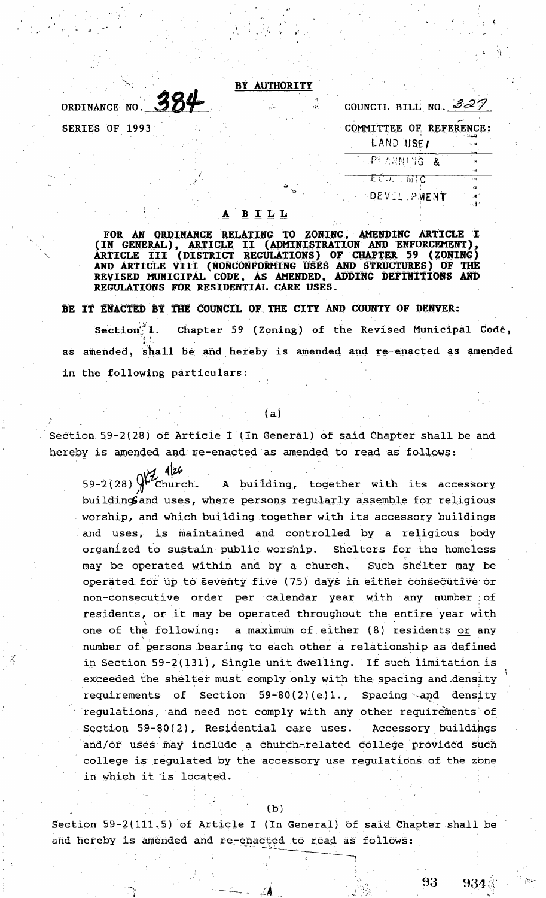**BY AUTHORITY**

ORDINANCE NO. 384

SERIES OF 1993

COUNCIL BILL NO. 327

COMMITTEE OF REFERENCE:
LAND USE/
PLANNING &
ECONOMIC
DEVELOPMENT

## A BILL

**FOR AN ORDINANCE RELATING TO ZONING, AMENDING ARTICLE I (IN GENERAL), ARTICLE II (ADMINISTRATION AND ENFORCEMENT), ARTICLE III (DISTRICT REGULATIONS) OF CHAPTER 59 (ZONING) AND ARTICLE VIII (NONCONFORMING USES AND STRUCTURES) OF THE REVISED MUNICIPAL CODE, AS AMENDED, ADDING DEFINITIONS AND REGULATIONS FOR RESIDENTIAL CARE USES.**

**BE IT ENACTED BY THE COUNCIL OF THE CITY AND COUNTY OF DENVER:**

**Section 1.** Chapter 59 (Zoning) of the Revised Municipal Code, as amended, shall be and hereby is amended and re-enacted as amended in the following particulars:

(a)

Section 59-2(28) of Article I (In General) of said Chapter shall be and hereby is amended and re-enacted as amended to read as follows:

59-2(28) Church. A building, together with its accessory buildings and uses, where persons regularly assemble for religious worship, and which building together with its accessory buildings and uses, is maintained and controlled by a religious body organized to sustain public worship. Shelters for the homeless may be operated within and by a church. Such shelter may be operated for up to seventy five (75) days in either consecutive or non-consecutive order per calendar year with any number of residents, or it may be operated throughout the entire year with one of the following: a maximum of either (8) residents or any number of persons bearing to each other a relationship as defined in Section 59-2(131), Single unit dwelling. If such limitation is exceeded the shelter must comply only with the spacing and density requirements of Section 59-80(2)(e)1., Spacing and density regulations, and need not comply with any other requirements of Section 59-80(2), Residential care uses. Accessory buildings and/or uses may include a church-related college provided such college is regulated by the accessory use regulations of the zone in which it is located.

(b)

Section 59-2(111.5) of Article I (In General) of said Chapter shall be and hereby is amended and re-enacted to read as follows: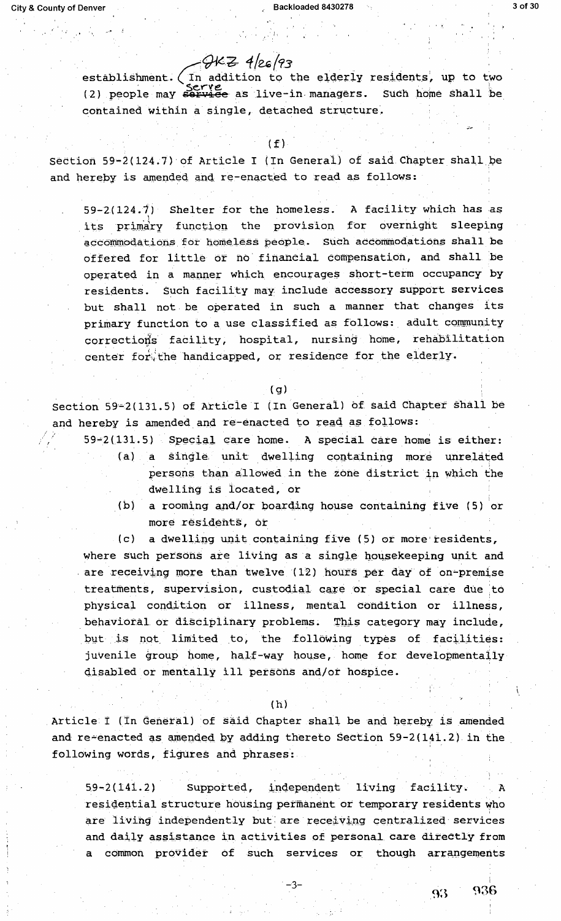establishment. In addition to the elderly residents, up to two (2) people may serve as live-in managers. Such home shall be contained within a single, detached structure.

(f)

Section 59-2(124.7) of Article I (In General) of said Chapter shall be and hereby is amended and re-enacted to read as follows:

> 59-2(124.7) Shelter for the homeless. A facility which has as its primary function the provision for overnight sleeping accommodations for homeless people. Such accommodations shall be offered for little or no financial compensation, and shall be operated in a manner which encourages short-term occupancy by residents. Such facility may include accessory support services but shall not be operated in such a manner that changes its primary function to a use classified as follows: adult community corrections facility, hospital, nursing home, rehabilitation center for the handicapped, or residence for the elderly.

(g)

Section 59-2(131.5) of Article I (In General) of said Chapter shall be and hereby is amended and re-enacted to read as follows:

> 59-2(131.5) Special care home. A special care home is either:
>
> (a) a single unit dwelling containing more unrelated persons than allowed in the zone district in which the dwelling is located, or
>
> (b) a rooming and/or boarding house containing five (5) or more residents, or
>
> (c) a dwelling unit containing five (5) or more residents,
>
> where such persons are living as a single housekeeping unit and are receiving more than twelve (12) hours per day of on-premise treatments, supervision, custodial care or special care due to physical condition or illness, mental condition or illness, behavioral or disciplinary problems. This category may include, but is not limited to, the following types of facilities: juvenile group home, half-way house, home for developmentally disabled or mentally ill persons and/or hospice.

(h)

Article I (In General) of said Chapter shall be and hereby is amended and re-enacted as amended by adding thereto Section 59-2(141.2) in the following words, figures and phrases:

> 59-2(141.2) Supported, independent living facility. A residential structure housing permanent or temporary residents who are living independently but are receiving centralized services and daily assistance in activities of personal care directly from a common provider of such services or though arrangements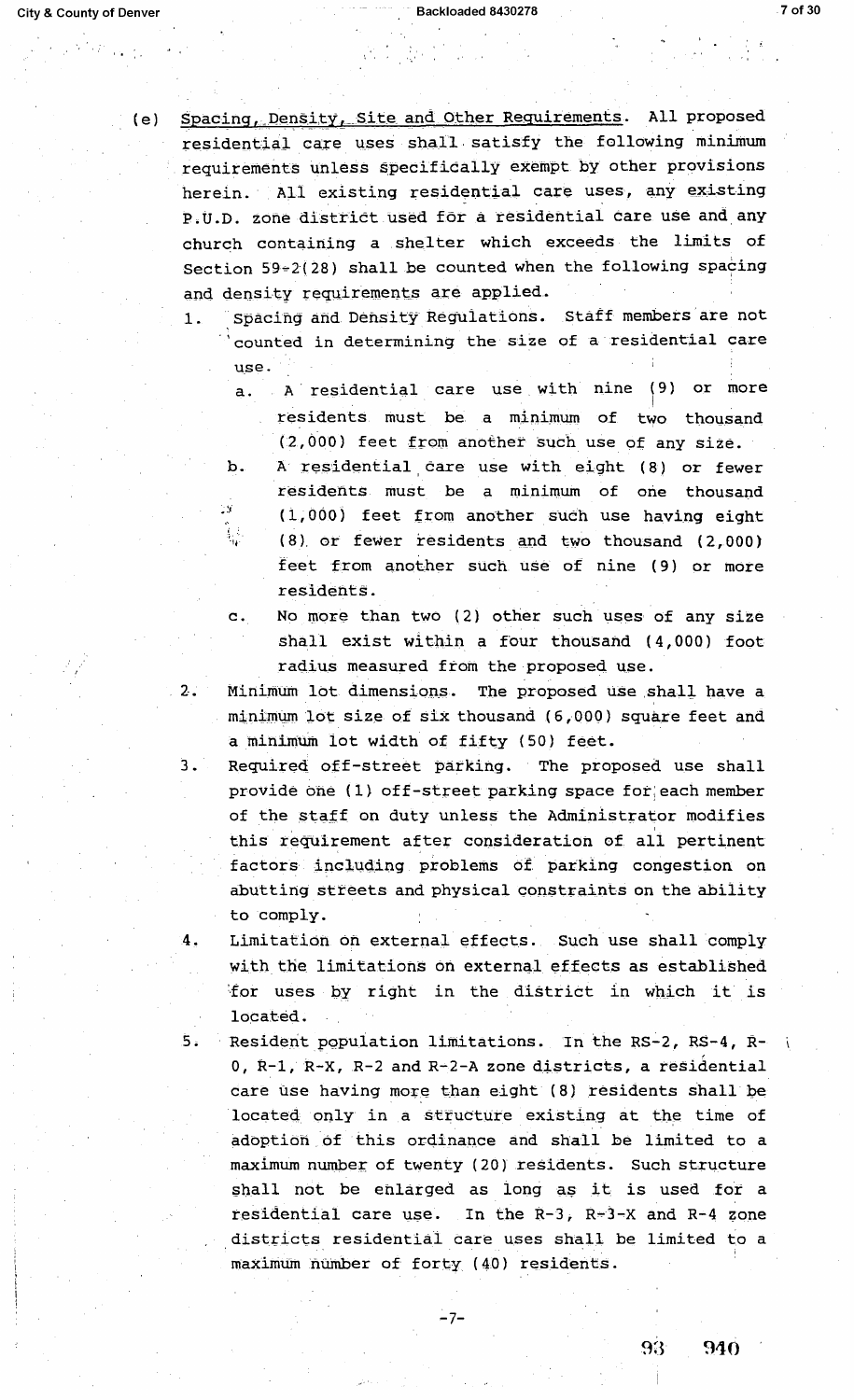(e) Spacing, Density, Site and Other Requirements. All proposed residential care uses shall satisfy the following minimum requirements unless specifically exempt by other provisions herein. All existing residential care uses, any existing P.U.D. zone district used for a residential care use and any church containing a shelter which exceeds the limits of Section 59-2(28) shall be counted when the following spacing and density requirements are applied.

1. Spacing and Density Regulations. Staff members are not counted in determining the size of a residential care use.
   - a. A residential care use with nine (9) or more residents must be a minimum of two thousand (2,000) feet from another such use of any size.
   - b. A residential care use with eight (8) or fewer residents must be a minimum of one thousand (1,000) feet from another such use having eight (8) or fewer residents and two thousand (2,000) feet from another such use of nine (9) or more residents.
   - c. No more than two (2) other such uses of any size shall exist within a four thousand (4,000) foot radius measured from the proposed use.
2. Minimum lot dimensions. The proposed use shall have a minimum lot size of six thousand (6,000) square feet and a minimum lot width of fifty (50) feet.
3. Required off-street parking. The proposed use shall provide one (1) off-street parking space for each member of the staff on duty unless the Administrator modifies this requirement after consideration of all pertinent factors including problems of parking congestion on abutting streets and physical constraints on the ability to comply.
4. Limitation on external effects. Such use shall comply with the limitations on external effects as established for uses by right in the district in which it is located.
5. Resident population limitations. In the RS-2, RS-4, R-0, R-1, R-X, R-2 and R-2-A zone districts, a residential care use having more than eight (8) residents shall be located only in a structure existing at the time of adoption of this ordinance and shall be limited to a maximum number of twenty (20) residents. Such structure shall not be enlarged as long as it is used for a residential care use. In the R-3, R-3-X and R-4 zone districts residential care uses shall be limited to a maximum number of forty (40) residents.

93 940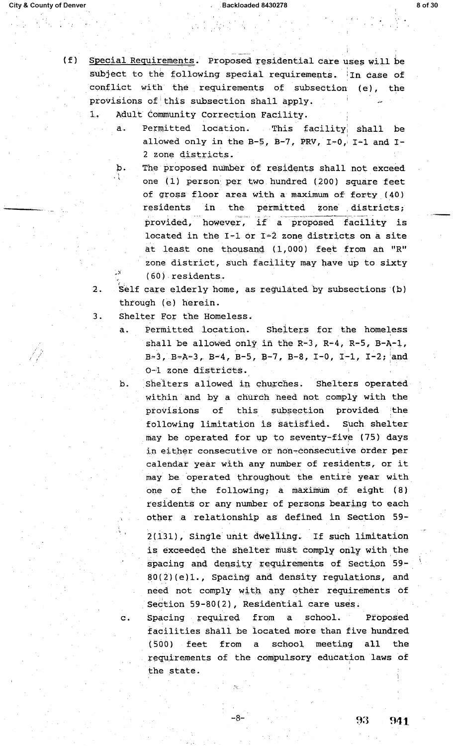(f) Special Requirements. Proposed residential care uses will be subject to the following special requirements. In case of conflict with the requirements of subsection (e), the provisions of this subsection shall apply.

1. Adult Community Correction Facility.

   a. Permitted location. This facility shall be allowed only in the B-5, B-7, PRV, I-0, I-1 and I-2 zone districts.

   b. The proposed number of residents shall not exceed one (1) person per two hundred (200) square feet of gross floor area with a maximum of forty (40) residents in the permitted zone districts; provided, however, if a proposed facility is located in the I-1 or I-2 zone districts on a site at least one thousand (1,000) feet from an "R" zone district, such facility may have up to sixty (60) residents.

2. Self care elderly home, as regulated by subsections (b) through (e) herein.

3. Shelter For the Homeless.

   a. Permitted location. Shelters for the homeless shall be allowed only in the R-3, R-4, R-5, B-A-1, B-3, B-A-3, B-4, B-5, B-7, B-8, I-0, I-1, I-2; and O-1 zone districts.

   b. Shelters allowed in churches. Shelters operated within and by a church need not comply with the provisions of this subsection provided the following limitation is satisfied. Such shelter may be operated for up to seventy-five (75) days in either consecutive or non-consecutive order per calendar year with any number of residents, or it may be operated throughout the entire year with one of the following; a maximum of eight (8) residents or any number of persons bearing to each other a relationship as defined in Section 59-2(131), Single unit dwelling. If such limitation is exceeded the shelter must comply only with the spacing and density requirements of Section 59-80(2)(e)1., Spacing and density regulations, and need not comply with any other requirements of Section 59-80(2), Residential care uses.

   c. Spacing required from a school. Proposed facilities shall be located more than five hundred (500) feet from a school meeting all the requirements of the compulsory education laws of the state.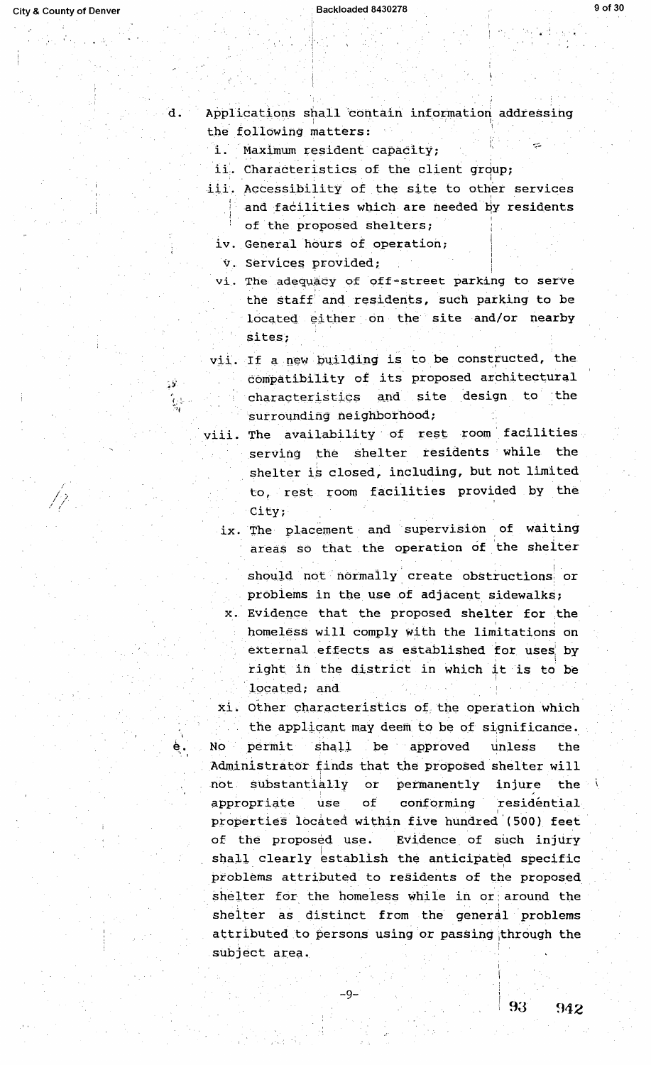d. Applications shall contain information addressing the following matters:

   i. Maximum resident capacity;

   ii. Characteristics of the client group;

   iii. Accessibility of the site to other services and facilities which are needed by residents of the proposed shelters;

   iv. General hours of operation;

   v. Services provided;

   vi. The adequacy of off-street parking to serve the staff and residents, such parking to be located either on the site and/or nearby sites;

   vii. If a new building is to be constructed, the compatibility of its proposed architectural characteristics and site design to the surrounding neighborhood;

   viii. The availability of rest room facilities serving the shelter residents while the shelter is closed, including, but not limited to, rest room facilities provided by the City;

   ix. The placement and supervision of waiting areas so that the operation of the shelter should not normally create obstructions or problems in the use of adjacent sidewalks;

   x. Evidence that the proposed shelter for the homeless will comply with the limitations on external effects as established for uses by right in the district in which it is to be located; and

   xi. Other characteristics of the operation which the applicant may deem to be of significance.

e. No permit shall be approved unless the Administrator finds that the proposed shelter will not substantially or permanently injure the appropriate use of conforming residential properties located within five hundred (500) feet of the proposed use. Evidence of such injury shall clearly establish the anticipated specific problems attributed to residents of the proposed shelter for the homeless while in or around the shelter as distinct from the general problems attributed to persons using or passing through the subject area.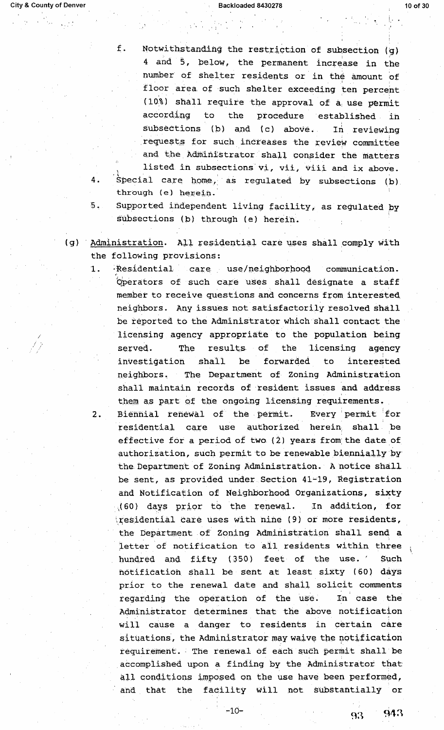f. Notwithstanding the restriction of subsection (g) 4 and 5, below, the permanent increase in the number of shelter residents or in the amount of floor area of such shelter exceeding ten percent (10%) shall require the approval of a use permit according to the procedure established in subsections (b) and (c) above. In reviewing requests for such increases the review committee and the Administrator shall consider the matters listed in subsections vi, vii, viii and ix above.

4. Special care home, as regulated by subsections (b) through (e) herein.

5. Supported independent living facility, as regulated by subsections (b) through (e) herein.

(g) Administration. All residential care uses shall comply with the following provisions:

1. Residential care use/neighborhood communication. Operators of such care uses shall designate a staff member to receive questions and concerns from interested neighbors. Any issues not satisfactorily resolved shall be reported to the Administrator which shall contact the licensing agency appropriate to the population being served. The results of the licensing agency investigation shall be forwarded to interested neighbors. The Department of Zoning Administration shall maintain records of resident issues and address them as part of the ongoing licensing requirements.

2. Biennial renewal of the permit. Every permit for residential care use authorized herein shall be effective for a period of two (2) years from the date of authorization, such permit to be renewable biennially by the Department of Zoning Administration. A notice shall be sent, as provided under Section 41-19, Registration and Notification of Neighborhood Organizations, sixty (60) days prior to the renewal. In addition, for residential care uses with nine (9) or more residents, the Department of Zoning Administration shall send a letter of notification to all residents within three hundred and fifty (350) feet of the use. Such notification shall be sent at least sixty (60) days prior to the renewal date and shall solicit comments regarding the operation of the use. In case the Administrator determines that the above notification will cause a danger to residents in certain care situations, the Administrator may waive the notification requirement. The renewal of each such permit shall be accomplished upon a finding by the Administrator that all conditions imposed on the use have been performed, and that the facility will not substantially or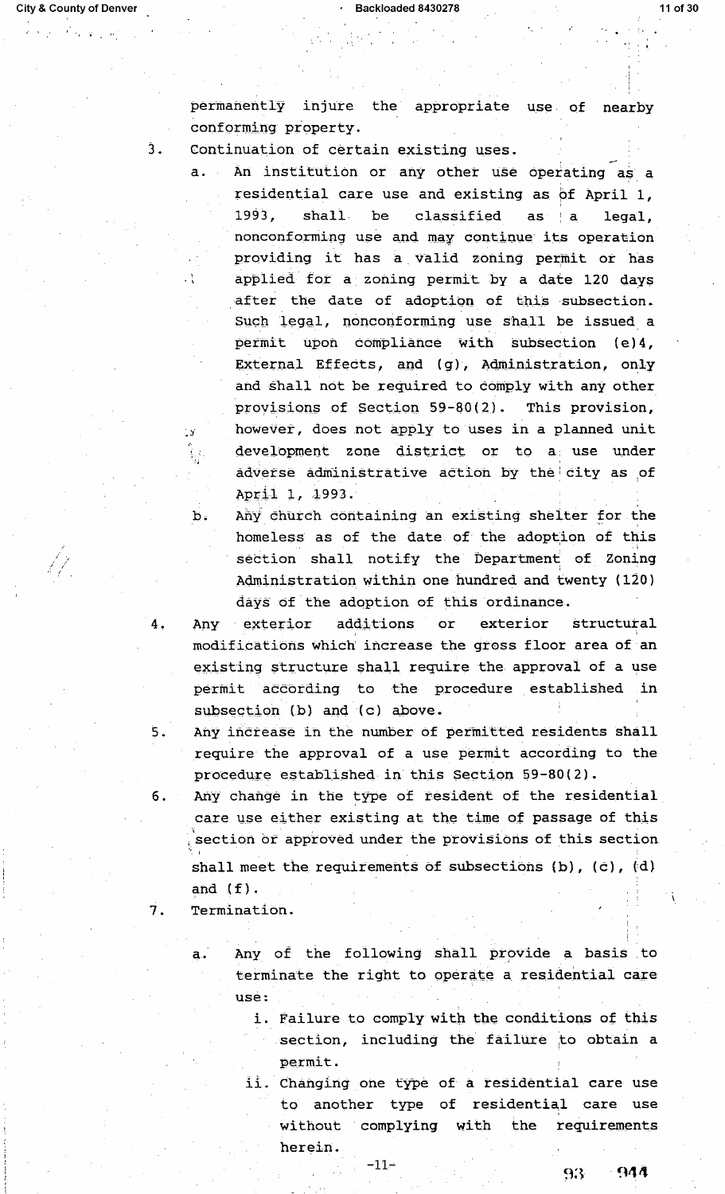permanently injure the appropriate use of nearby conforming property.

3. Continuation of certain existing uses.

   a. An institution or any other use operating as a residential care use and existing as of April 1, 1993, shall be classified as a legal, nonconforming use and may continue its operation providing it has a valid zoning permit or has applied for a zoning permit by a date 120 days after the date of adoption of this subsection. Such legal, nonconforming use shall be issued a permit upon compliance with subsection (e)4, External Effects, and (g), Administration, only and shall not be required to comply with any other provisions of Section 59-80(2). This provision, however, does not apply to uses in a planned unit development zone district or to a use under adverse administrative action by the city as of April 1, 1993.

   b. Any church containing an existing shelter for the homeless as of the date of the adoption of this section shall notify the Department of Zoning Administration within one hundred and twenty (120) days of the adoption of this ordinance.

4. Any exterior additions or exterior structural modifications which increase the gross floor area of an existing structure shall require the approval of a use permit according to the procedure established in subsection (b) and (c) above.

5. Any increase in the number of permitted residents shall require the approval of a use permit according to the procedure established in this Section 59-80(2).

6. Any change in the type of resident of the residential care use either existing at the time of passage of this section or approved under the provisions of this section shall meet the requirements of subsections (b), (c), (d) and (f).

7. Termination.

   a. Any of the following shall provide a basis to terminate the right to operate a residential care use:

      i. Failure to comply with the conditions of this section, including the failure to obtain a permit.

      ii. Changing one type of a residential care use to another type of residential care use without complying with the requirements herein.